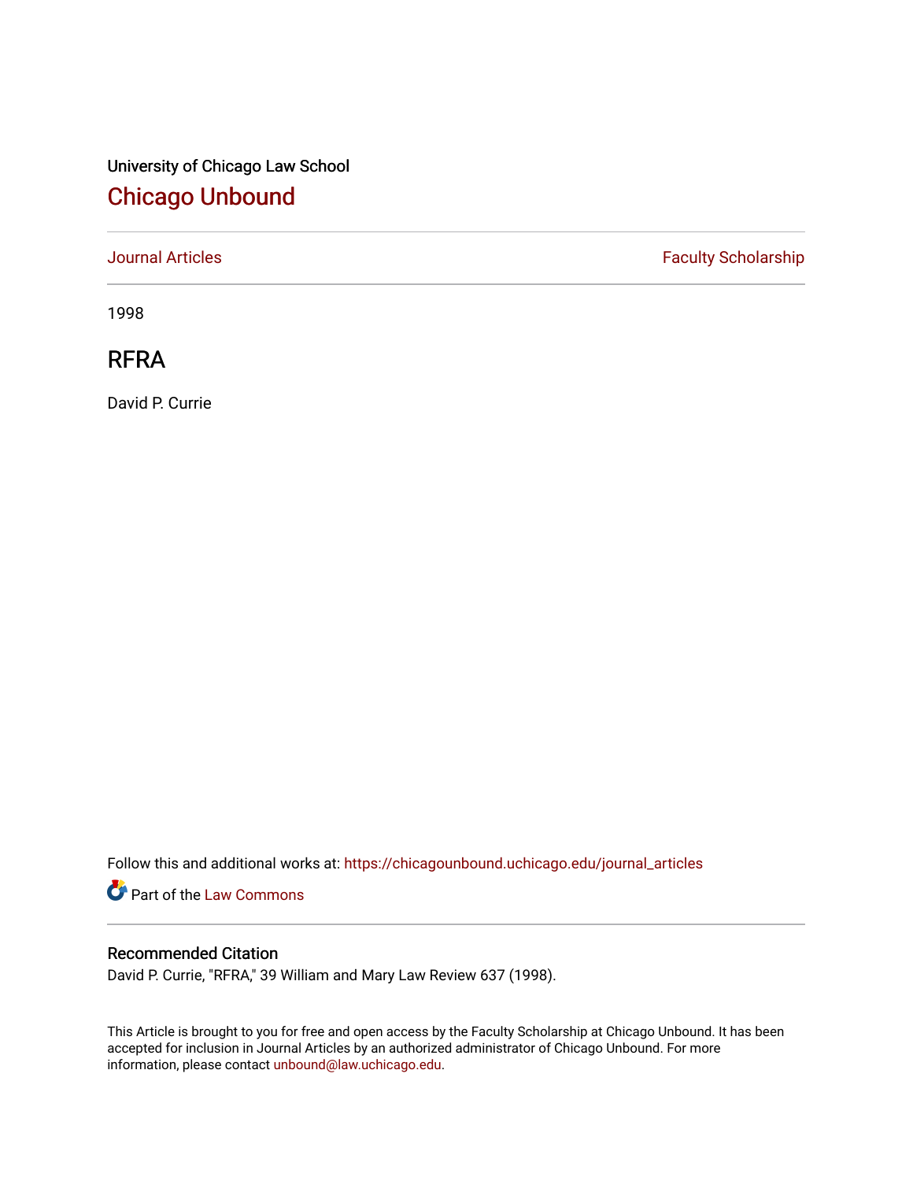University of Chicago Law School

# Chicago Unbound

Journal Articles | Faculty Scholarship

1998

## RFRA

David P. Currie

Follow this and additional works at: https://chicagounbound.uchicago.edu/journal_articles

Part of the Law Commons

### Recommended Citation

David P. Currie, "RFRA," 39 William and Mary Law Review 637 (1998).

This Article is brought to you for free and open access by the Faculty Scholarship at Chicago Unbound. It has been accepted for inclusion in Journal Articles by an authorized administrator of Chicago Unbound. For more information, please contact unbound@law.uchicago.edu.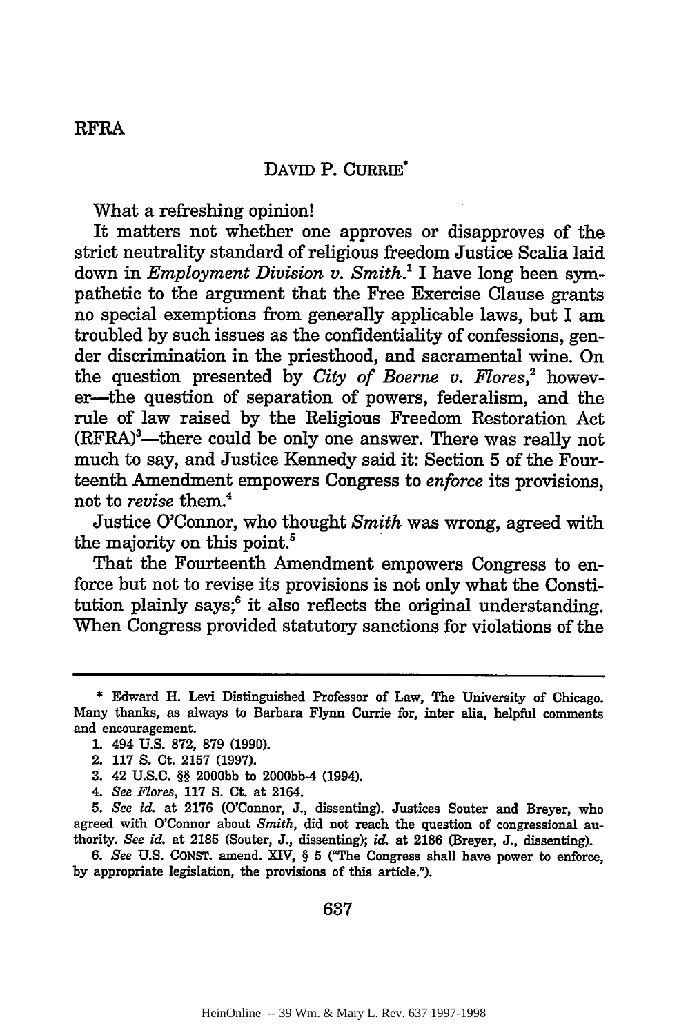# RFRA

DAVID P. CURRIE*

What a refreshing opinion!

It matters not whether one approves or disapproves of the strict neutrality standard of religious freedom Justice Scalia laid down in *Employment Division v. Smith*.[1] I have long been sympathetic to the argument that the Free Exercise Clause grants no special exemptions from generally applicable laws, but I am troubled by such issues as the confidentiality of confessions, gender discrimination in the priesthood, and sacramental wine. On the question presented by *City of Boerne v. Flores*,[2] however—the question of separation of powers, federalism, and the rule of law raised by the Religious Freedom Restoration Act (RFRA)[3]—there could be only one answer. There was really not much to say, and Justice Kennedy said it: Section 5 of the Fourteenth Amendment empowers Congress to *enforce* its provisions, not to *revise* them.[4]

Justice O'Connor, who thought *Smith* was wrong, agreed with the majority on this point.[5]

That the Fourteenth Amendment empowers Congress to enforce but not to revise its provisions is not only what the Constitution plainly says;[6] it also reflects the original understanding. When Congress provided statutory sanctions for violations of the

---

\* Edward H. Levi Distinguished Professor of Law, The University of Chicago. Many thanks, as always to Barbara Flynn Currie for, inter alia, helpful comments and encouragement.

1. 494 U.S. 872, 879 (1990).
2. 117 S. Ct. 2157 (1997).
3. 42 U.S.C. §§ 2000bb to 2000bb-4 (1994).
4. *See Flores*, 117 S. Ct. at 2164.
5. *See id.* at 2176 (O'Connor, J., dissenting). Justices Souter and Breyer, who agreed with O'Connor about *Smith*, did not reach the question of congressional authority. *See id.* at 2185 (Souter, J., dissenting); *id.* at 2186 (Breyer, J., dissenting).
6. *See* U.S. CONST. amend. XIV, § 5 ("The Congress shall have power to enforce, by appropriate legislation, the provisions of this article.").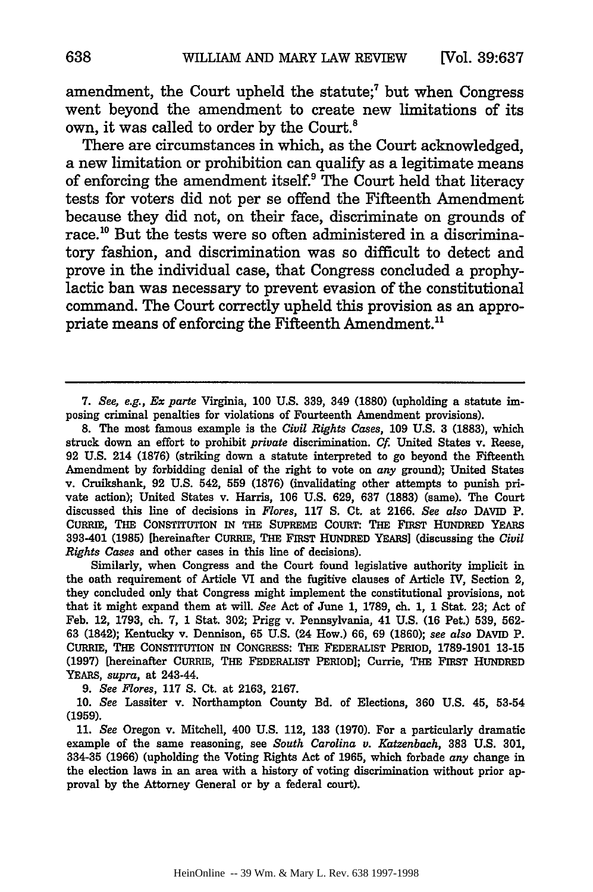amendment, the Court upheld the statute;[7] but when Congress went beyond the amendment to create new limitations of its own, it was called to order by the Court.[8]

There are circumstances in which, as the Court acknowledged, a new limitation or prohibition can qualify as a legitimate means of enforcing the amendment itself.[9] The Court held that literacy tests for voters did not per se offend the Fifteenth Amendment because they did not, on their face, discriminate on grounds of race.[10] But the tests were so often administered in a discriminatory fashion, and discrimination was so difficult to detect and prove in the individual case, that Congress concluded a prophylactic ban was necessary to prevent evasion of the constitutional command. The Court correctly upheld this provision as an appropriate means of enforcing the Fifteenth Amendment.[11]

---

7. *See, e.g., Ex parte* Virginia, 100 U.S. 339, 349 (1880) (upholding a statute imposing criminal penalties for violations of Fourteenth Amendment provisions).

8. The most famous example is the *Civil Rights Cases*, 109 U.S. 3 (1883), which struck down an effort to prohibit *private* discrimination. *Cf.* United States v. Reese, 92 U.S. 214 (1876) (striking down a statute interpreted to go beyond the Fifteenth Amendment by forbidding denial of the right to vote on *any* ground); United States v. Cruikshank, 92 U.S. 542, 559 (1876) (invalidating other attempts to punish private action); United States v. Harris, 106 U.S. 629, 637 (1883) (same). The Court discussed this line of decisions in *Flores*, 117 S. Ct. at 2166. *See also* DAVID P. CURRIE, THE CONSTITUTION IN THE SUPREME COURT: THE FIRST HUNDRED YEARS 393-401 (1985) [hereinafter CURRIE, THE FIRST HUNDRED YEARS] (discussing the *Civil Rights Cases* and other cases in this line of decisions).

Similarly, when Congress and the Court found legislative authority implicit in the oath requirement of Article VI and the fugitive clauses of Article IV, Section 2, they concluded only that Congress might implement the constitutional provisions, not that it might expand them at will. *See* Act of June 1, 1789, ch. 1, 1 Stat. 23; Act of Feb. 12, 1793, ch. 7, 1 Stat. 302; Prigg v. Pennsylvania, 41 U.S. (16 Pet.) 539, 562-63 (1842); Kentucky v. Dennison, 65 U.S. (24 How.) 66, 69 (1860); *see also* DAVID P. CURRIE, THE CONSTITUTION IN CONGRESS: THE FEDERALIST PERIOD, 1789-1901 13-15 (1997) [hereinafter CURRIE, THE FEDERALIST PERIOD]; Currie, THE FIRST HUNDRED YEARS, *supra*, at 243-44.

9. *See Flores*, 117 S. Ct. at 2163, 2167.

10. *See* Lassiter v. Northampton County Bd. of Elections, 360 U.S. 45, 53-54 (1959).

11. *See* Oregon v. Mitchell, 400 U.S. 112, 133 (1970). For a particularly dramatic example of the same reasoning, see *South Carolina v. Katzenbach*, 383 U.S. 301, 334-35 (1966) (upholding the Voting Rights Act of 1965, which forbade *any* change in the election laws in an area with a history of voting discrimination without prior approval by the Attorney General or by a federal court).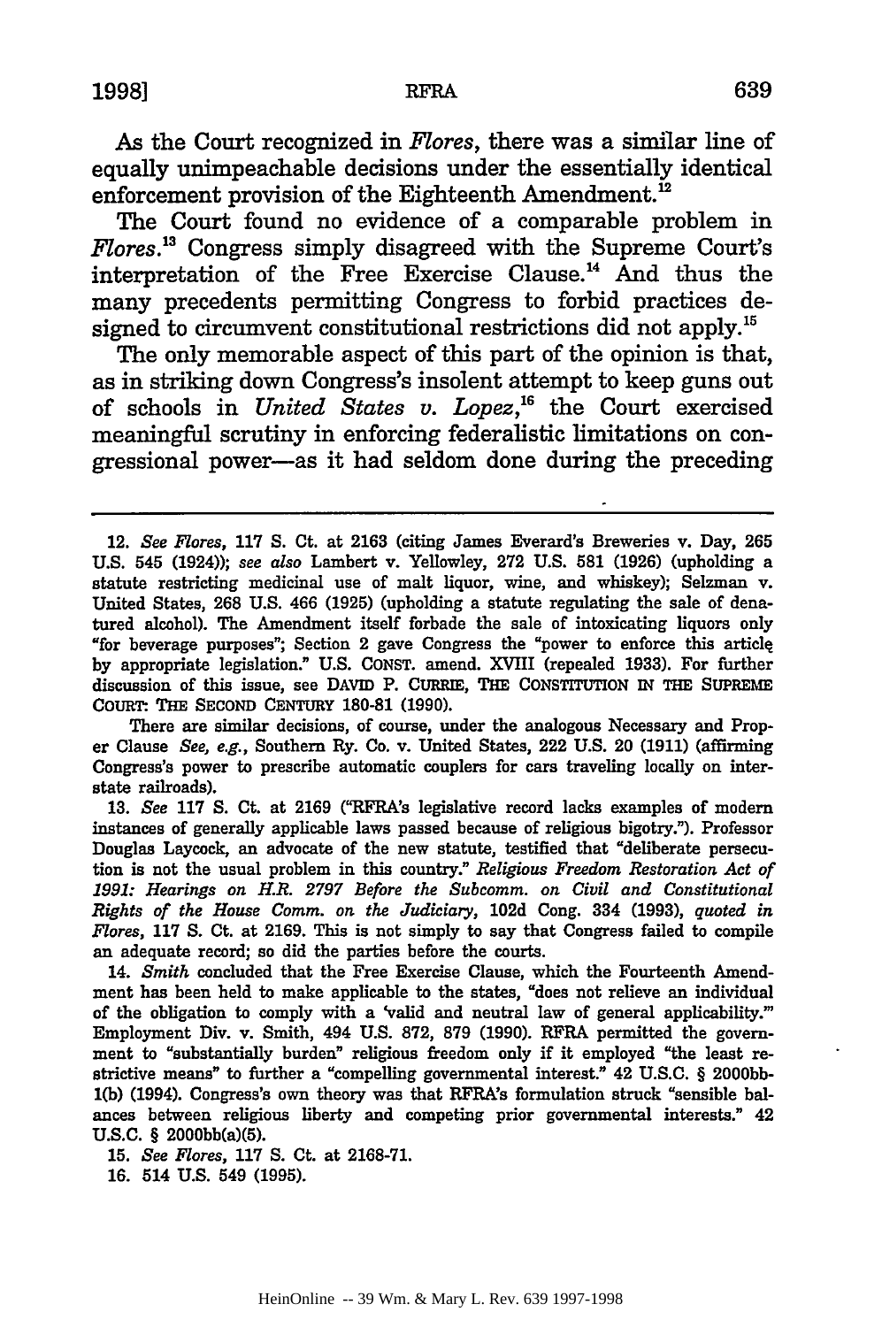As the Court recognized in *Flores*, there was a similar line of equally unimpeachable decisions under the essentially identical enforcement provision of the Eighteenth Amendment.[12]

The Court found no evidence of a comparable problem in *Flores*.[13] Congress simply disagreed with the Supreme Court's interpretation of the Free Exercise Clause.[14] And thus the many precedents permitting Congress to forbid practices designed to circumvent constitutional restrictions did not apply.[15]

The only memorable aspect of this part of the opinion is that, as in striking down Congress's insolent attempt to keep guns out of schools in *United States v. Lopez*,[16] the Court exercised meaningful scrutiny in enforcing federalistic limitations on congressional power—as it had seldom done during the preceding

---

12. *See Flores*, 117 S. Ct. at 2163 (citing James Everard's Breweries v. Day, 265 U.S. 545 (1924)); *see also* Lambert v. Yellowley, 272 U.S. 581 (1926) (upholding a statute restricting medicinal use of malt liquor, wine, and whiskey); Selzman v. United States, 268 U.S. 466 (1925) (upholding a statute regulating the sale of denatured alcohol). The Amendment itself forbade the sale of intoxicating liquors only "for beverage purposes"; Section 2 gave Congress the "power to enforce this article by appropriate legislation." U.S. CONST. amend. XVIII (repealed 1933). For further discussion of this issue, see DAVID P. CURRIE, THE CONSTITUTION IN THE SUPREME COURT: THE SECOND CENTURY 180-81 (1990).

There are similar decisions, of course, under the analogous Necessary and Proper Clause *See, e.g.*, Southern Ry. Co. v. United States, 222 U.S. 20 (1911) (affirming Congress's power to prescribe automatic couplers for cars traveling locally on interstate railroads).

13. *See* 117 S. Ct. at 2169 ("RFRA's legislative record lacks examples of modern instances of generally applicable laws passed because of religious bigotry."). Professor Douglas Laycock, an advocate of the new statute, testified that "deliberate persecution is not the usual problem in this country." *Religious Freedom Restoration Act of 1991: Hearings on H.R. 2797 Before the Subcomm. on Civil and Constitutional Rights of the House Comm. on the Judiciary*, 102d Cong. 334 (1993), *quoted in Flores*, 117 S. Ct. at 2169. This is not simply to say that Congress failed to compile an adequate record; so did the parties before the courts.

14. *Smith* concluded that the Free Exercise Clause, which the Fourteenth Amendment has been held to make applicable to the states, "does not relieve an individual of the obligation to comply with a 'valid and neutral law of general applicability.'" Employment Div. v. Smith, 494 U.S. 872, 879 (1990). RFRA permitted the government to "substantially burden" religious freedom only if it employed "the least restrictive means" to further a "compelling governmental interest." 42 U.S.C. § 2000bb-1(b) (1994). Congress's own theory was that RFRA's formulation struck "sensible balances between religious liberty and competing prior governmental interests." 42 U.S.C. § 2000bb(a)(5).

15. *See Flores*, 117 S. Ct. at 2168-71.

16. 514 U.S. 549 (1995).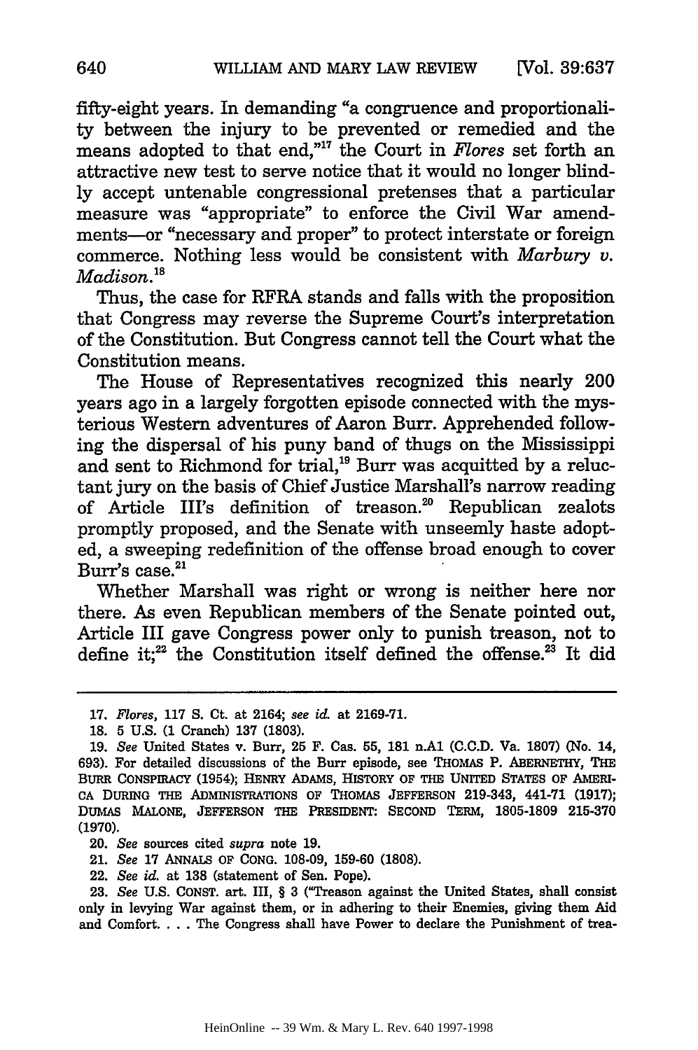fifty-eight years. In demanding "a congruence and proportionality between the injury to be prevented or remedied and the means adopted to that end,"[17] the Court in *Flores* set forth an attractive new test to serve notice that it would no longer blindly accept untenable congressional pretenses that a particular measure was "appropriate" to enforce the Civil War amendments—or "necessary and proper" to protect interstate or foreign commerce. Nothing less would be consistent with *Marbury v. Madison*.[18]

Thus, the case for RFRA stands and falls with the proposition that Congress may reverse the Supreme Court's interpretation of the Constitution. But Congress cannot tell the Court what the Constitution means.

The House of Representatives recognized this nearly 200 years ago in a largely forgotten episode connected with the mysterious Western adventures of Aaron Burr. Apprehended following the dispersal of his puny band of thugs on the Mississippi and sent to Richmond for trial,[19] Burr was acquitted by a reluctant jury on the basis of Chief Justice Marshall's narrow reading of Article III's definition of treason.[20] Republican zealots promptly proposed, and the Senate with unseemly haste adopted, a sweeping redefinition of the offense broad enough to cover Burr's case.[21]

Whether Marshall was right or wrong is neither here nor there. As even Republican members of the Senate pointed out, Article III gave Congress power only to punish treason, not to define it;[22] the Constitution itself defined the offense.[23] It did

---

17. *Flores*, 117 S. Ct. at 2164; *see id.* at 2169-71.

18. 5 U.S. (1 Cranch) 137 (1803).

19. *See* United States v. Burr, 25 F. Cas. 55, 181 n.A1 (C.C.D. Va. 1807) (No. 14, 693). For detailed discussions of the Burr episode, see THOMAS P. ABERNETHY, THE BURR CONSPIRACY (1954); HENRY ADAMS, HISTORY OF THE UNITED STATES OF AMERICA DURING THE ADMINISTRATIONS OF THOMAS JEFFERSON 219-343, 441-71 (1917); DUMAS MALONE, JEFFERSON THE PRESIDENT: SECOND TERM, 1805-1809 215-370 (1970).

20. *See* sources cited *supra* note 19.

21. *See* 17 ANNALS OF CONG. 108-09, 159-60 (1808).

22. *See id.* at 138 (statement of Sen. Pope).

23. *See* U.S. CONST. art. III, § 3 ("Treason against the United States, shall consist only in levying War against them, or in adhering to their Enemies, giving them Aid and Comfort. . . . The Congress shall have Power to declare the Punishment of trea-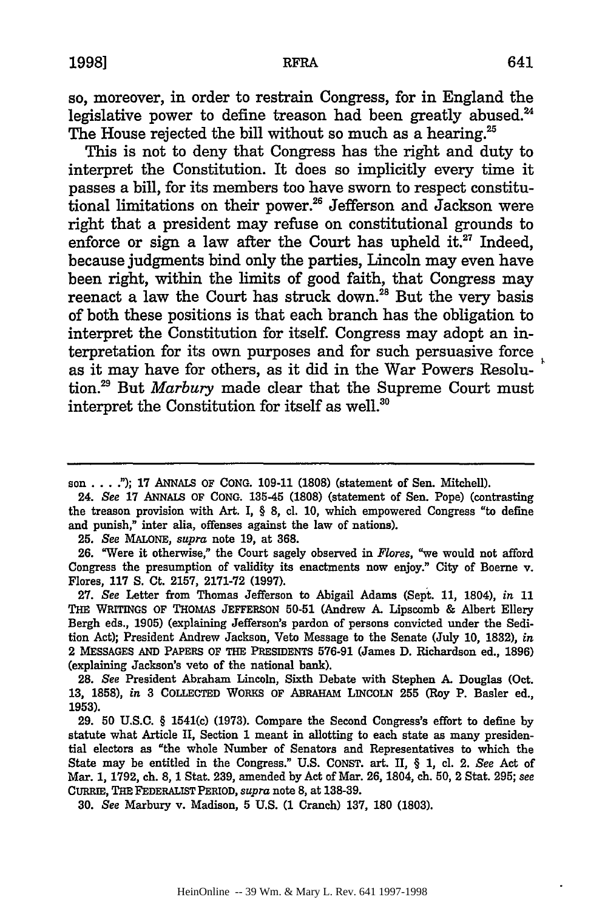so, moreover, in order to restrain Congress, for in England the legislative power to define treason had been greatly abused.[24] The House rejected the bill without so much as a hearing.[25]

This is not to deny that Congress has the right and duty to interpret the Constitution. It does so implicitly every time it passes a bill, for its members too have sworn to respect constitutional limitations on their power.[26] Jefferson and Jackson were right that a president may refuse on constitutional grounds to enforce or sign a law after the Court has upheld it.[27] Indeed, because judgments bind only the parties, Lincoln may even have been right, within the limits of good faith, that Congress may reenact a law the Court has struck down.[28] But the very basis of both these positions is that each branch has the obligation to interpret the Constitution for itself. Congress may adopt an interpretation for its own purposes and for such persuasive force as it may have for others, as it did in the War Powers Resolution.[29] But *Marbury* made clear that the Supreme Court must interpret the Constitution for itself as well.[30]

---

son . . . ."); 17 ANNALS OF CONG. 109-11 (1808) (statement of Sen. Mitchell).

24. *See* 17 ANNALS OF CONG. 135-45 (1808) (statement of Sen. Pope) (contrasting the treason provision with Art. I, § 8, cl. 10, which empowered Congress "to define and punish," inter alia, offenses against the law of nations).

25. *See* MALONE, *supra* note 19, at 368.

26. "Were it otherwise," the Court sagely observed in *Flores*, "we would not afford Congress the presumption of validity its enactments now enjoy." City of Boerne v. Flores, 117 S. Ct. 2157, 2171-72 (1997).

27. *See* Letter from Thomas Jefferson to Abigail Adams (Sept. 11, 1804), *in* 11 THE WRITINGS OF THOMAS JEFFERSON 50-51 (Andrew A. Lipscomb & Albert Ellery Bergh eds., 1905) (explaining Jefferson's pardon of persons convicted under the Sedition Act); President Andrew Jackson, Veto Message to the Senate (July 10, 1832), *in* 2 MESSAGES AND PAPERS OF THE PRESIDENTS 576-91 (James D. Richardson ed., 1896) (explaining Jackson's veto of the national bank).

28. *See* President Abraham Lincoln, Sixth Debate with Stephen A. Douglas (Oct. 13, 1858), *in* 3 COLLECTED WORKS OF ABRAHAM LINCOLN 255 (Roy P. Basler ed., 1953).

29. 50 U.S.C. § 1541(c) (1973). Compare the Second Congress's effort to define by statute what Article II, Section 1 meant in allotting to each state as many presidential electors as "the whole Number of Senators and Representatives to which the State may be entitled in the Congress." U.S. CONST. art. II, § 1, cl. 2. *See* Act of Mar. 1, 1792, ch. 8, 1 Stat. 239, amended by Act of Mar. 26, 1804, ch. 50, 2 Stat. 295; *see* CURRIE, THE FEDERALIST PERIOD, *supra* note 8, at 138-39.

30. *See* Marbury v. Madison, 5 U.S. (1 Cranch) 137, 180 (1803).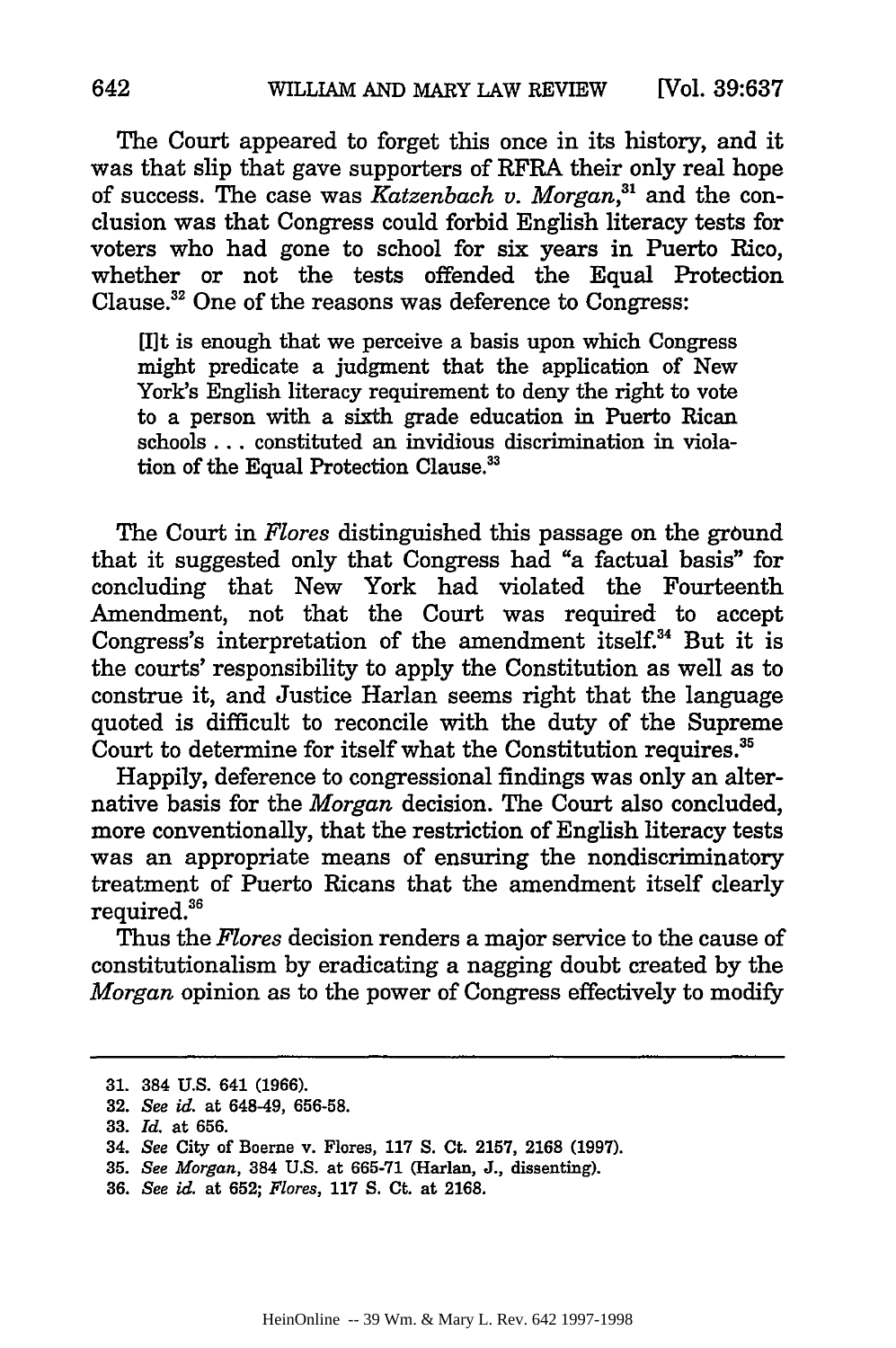The Court appeared to forget this once in its history, and it was that slip that gave supporters of RFRA their only real hope of success. The case was *Katzenbach v. Morgan*,[31] and the conclusion was that Congress could forbid English literacy tests for voters who had gone to school for six years in Puerto Rico, whether or not the tests offended the Equal Protection Clause.[32] One of the reasons was deference to Congress:

> [I]t is enough that we perceive a basis upon which Congress might predicate a judgment that the application of New York's English literacy requirement to deny the right to vote to a person with a sixth grade education in Puerto Rican schools . . . constituted an invidious discrimination in violation of the Equal Protection Clause.[33]

The Court in *Flores* distinguished this passage on the ground that it suggested only that Congress had "a factual basis" for concluding that New York had violated the Fourteenth Amendment, not that the Court was required to accept Congress's interpretation of the amendment itself.[34] But it is the courts' responsibility to apply the Constitution as well as to construe it, and Justice Harlan seems right that the language quoted is difficult to reconcile with the duty of the Supreme Court to determine for itself what the Constitution requires.[35]

Happily, deference to congressional findings was only an alternative basis for the *Morgan* decision. The Court also concluded, more conventionally, that the restriction of English literacy tests was an appropriate means of ensuring the nondiscriminatory treatment of Puerto Ricans that the amendment itself clearly required.[36]

Thus the *Flores* decision renders a major service to the cause of constitutionalism by eradicating a nagging doubt created by the *Morgan* opinion as to the power of Congress effectively to modify

---

31. 384 U.S. 641 (1966).
32. *See id.* at 648-49, 656-58.
33. *Id.* at 656.
34. *See* City of Boerne v. Flores, 117 S. Ct. 2157, 2168 (1997).
35. *See Morgan*, 384 U.S. at 665-71 (Harlan, J., dissenting).
36. *See id.* at 652; *Flores*, 117 S. Ct. at 2168.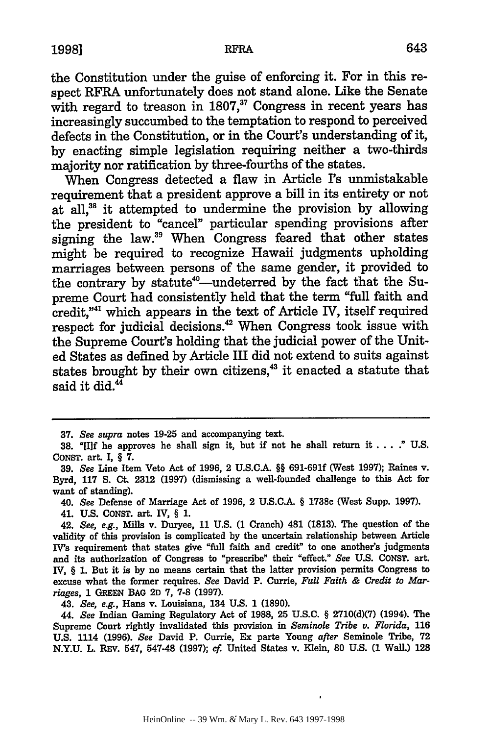the Constitution under the guise of enforcing it. For in this respect RFRA unfortunately does not stand alone. Like the Senate with regard to treason in 1807,[37] Congress in recent years has increasingly succumbed to the temptation to respond to perceived defects in the Constitution, or in the Court's understanding of it, by enacting simple legislation requiring neither a two-thirds majority nor ratification by three-fourths of the states.

When Congress detected a flaw in Article I's unmistakable requirement that a president approve a bill in its entirety or not at all,[38] it attempted to undermine the provision by allowing the president to "cancel" particular spending provisions after signing the law.[39] When Congress feared that other states might be required to recognize Hawaii judgments upholding marriages between persons of the same gender, it provided to the contrary by statute[40]—undeterred by the fact that the Supreme Court had consistently held that the term "full faith and credit,"[41] which appears in the text of Article IV, itself required respect for judicial decisions.[42] When Congress took issue with the Supreme Court's holding that the judicial power of the United States as defined by Article III did not extend to suits against states brought by their own citizens,[43] it enacted a statute that said it did.[44]

---

37. *See supra* notes 19-25 and accompanying text.

38. "[I]f he approves he shall sign it, but if not he shall return it . . . ." U.S. CONST. art. I, § 7.

39. *See* Line Item Veto Act of 1996, 2 U.S.C.A. §§ 691-691f (West 1997); Raines v. Byrd, 117 S. Ct. 2312 (1997) (dismissing a well-founded challenge to this Act for want of standing).

40. *See* Defense of Marriage Act of 1996, 2 U.S.C.A. § 1738c (West Supp. 1997).

41. U.S. CONST. art. IV, § 1.

42. *See, e.g.*, Mills v. Duryee, 11 U.S. (1 Cranch) 481 (1813). The question of the validity of this provision is complicated by the uncertain relationship between Article IV's requirement that states give "full faith and credit" to one another's judgments and its authorization of Congress to "prescribe" their "effect." *See* U.S. CONST. art. IV, § 1. But it is by no means certain that the latter provision permits Congress to excuse what the former requires. *See* David P. Currie, *Full Faith & Credit to Marriages*, 1 GREEN BAG 2D 7, 7-8 (1997).

43. *See, e.g.*, Hans v. Louisiana, 134 U.S. 1 (1890).

44. *See* Indian Gaming Regulatory Act of 1988, 25 U.S.C. § 2710(d)(7) (1994). The Supreme Court rightly invalidated this provision in *Seminole Tribe v. Florida*, 116 U.S. 1114 (1996). *See* David P. Currie, Ex parte Young *after* Seminole Tribe, 72 N.Y.U. L. REV. 547, 547-48 (1997); *cf.* United States v. Klein, 80 U.S. (1 Wall.) 128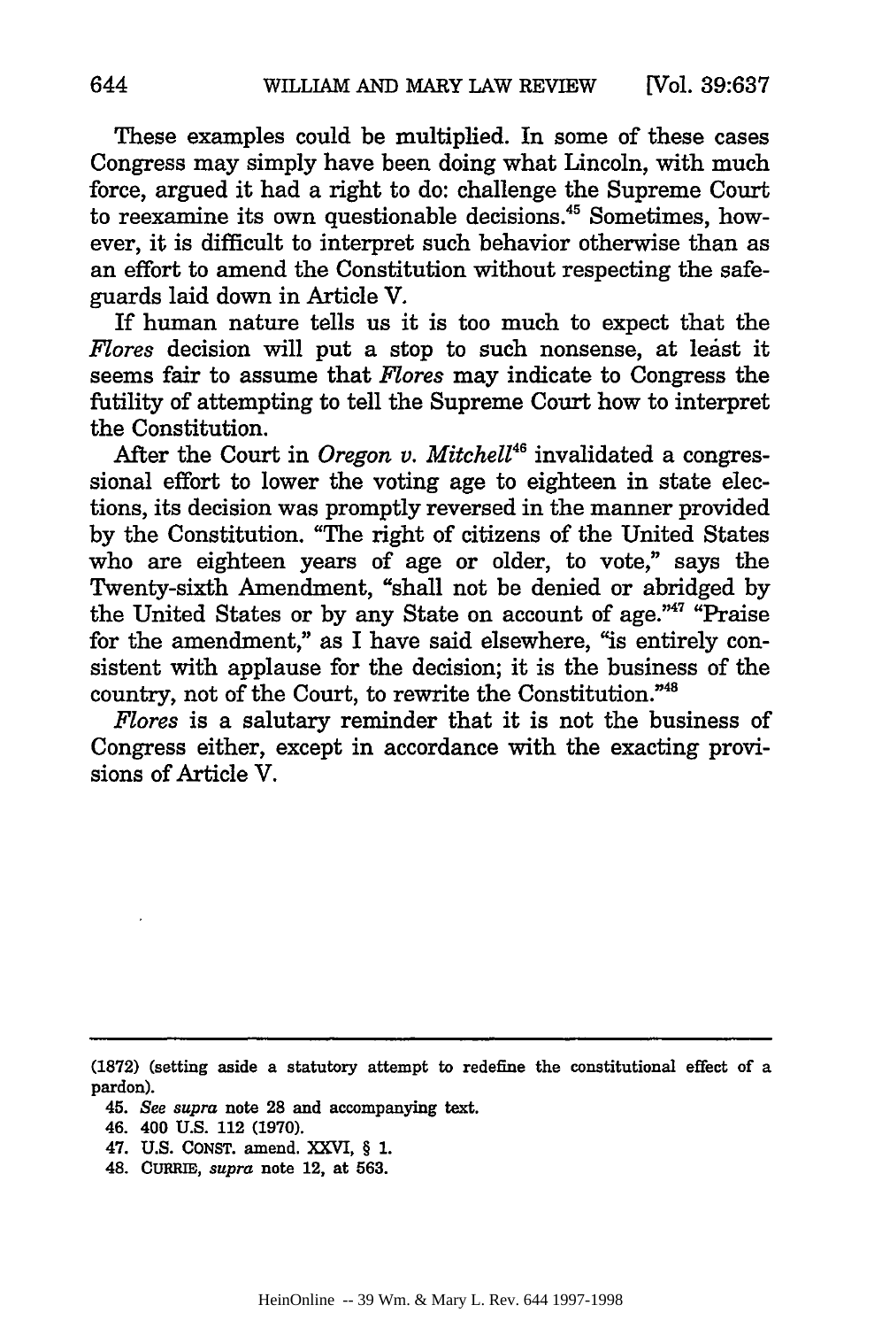These examples could be multiplied. In some of these cases Congress may simply have been doing what Lincoln, with much force, argued it had a right to do: challenge the Supreme Court to reexamine its own questionable decisions.[45] Sometimes, however, it is difficult to interpret such behavior otherwise than as an effort to amend the Constitution without respecting the safeguards laid down in Article V.

If human nature tells us it is too much to expect that the *Flores* decision will put a stop to such nonsense, at least it seems fair to assume that *Flores* may indicate to Congress the futility of attempting to tell the Supreme Court how to interpret the Constitution.

After the Court in *Oregon v. Mitchell*[46] invalidated a congressional effort to lower the voting age to eighteen in state elections, its decision was promptly reversed in the manner provided by the Constitution. "The right of citizens of the United States who are eighteen years of age or older, to vote," says the Twenty-sixth Amendment, "shall not be denied or abridged by the United States or by any State on account of age."[47] "Praise for the amendment," as I have said elsewhere, "is entirely consistent with applause for the decision; it is the business of the country, not of the Court, to rewrite the Constitution."[48]

*Flores* is a salutary reminder that it is not the business of Congress either, except in accordance with the exacting provisions of Article V.

---

(1872) (setting aside a statutory attempt to redefine the constitutional effect of a pardon).

45. *See supra* note 28 and accompanying text.

46. 400 U.S. 112 (1970).

47. U.S. CONST. amend. XXVI, § 1.

48. CURRIE, *supra* note 12, at 563.